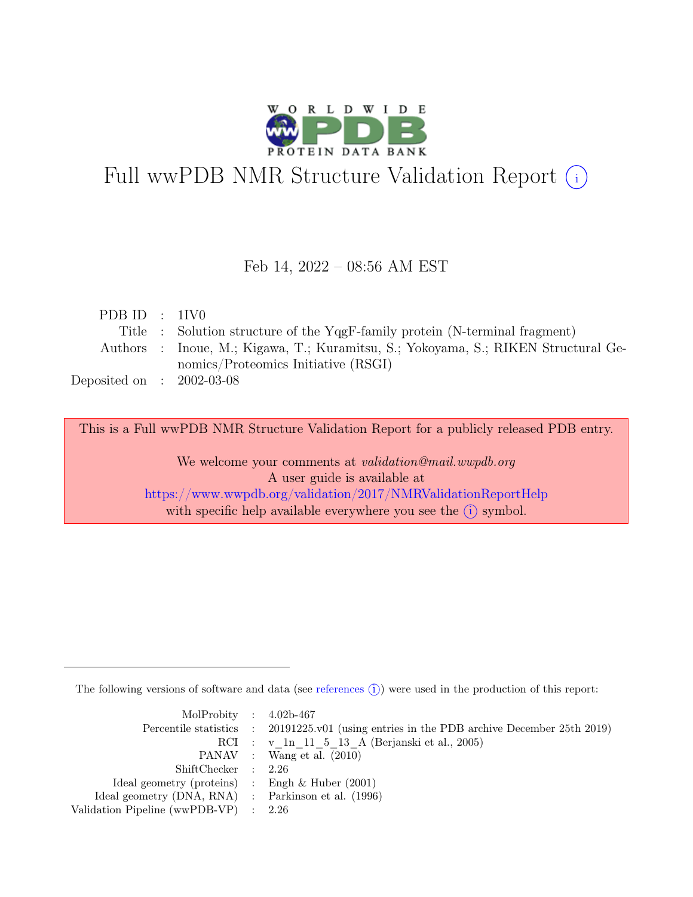# Full wwPDB NMR Structure Validation Report (i)

Feb 14, 2022 – 08:56 AM EST

| | | |
|---|---|---|
| PDB ID | : | 1IV0 |
| Title | : | Solution structure of the YqgF-family protein (N-terminal fragment) |
| Authors | : | Inoue, M.; Kigawa, T.; Kuramitsu, S.; Yokoyama, S.; RIKEN Structural Genomics/Proteomics Initiative (RSGI) |
| Deposited on | : | 2002-03-08 |

This is a Full wwPDB NMR Structure Validation Report for a publicly released PDB entry.

We welcome your comments at *validation@mail.wwpdb.org*
A user guide is available at
https://www.wwpdb.org/validation/2017/NMRValidationReportHelp
with specific help available everywhere you see the (i) symbol.

The following versions of software and data (see references (i)) were used in the production of this report:

| | | |
|---|---|---|
| MolProbity | : | 4.02b-467 |
| Percentile statistics | : | 20191225.v01 (using entries in the PDB archive December 25th 2019) |
| RCI | : | v_1n_11_5_13_A (Berjanski et al., 2005) |
| PANAV | : | Wang et al. (2010) |
| ShiftChecker | : | 2.26 |
| Ideal geometry (proteins) | : | Engh & Huber (2001) |
| Ideal geometry (DNA, RNA) | : | Parkinson et al. (1996) |
| Validation Pipeline (wwPDB-VP) | : | 2.26 |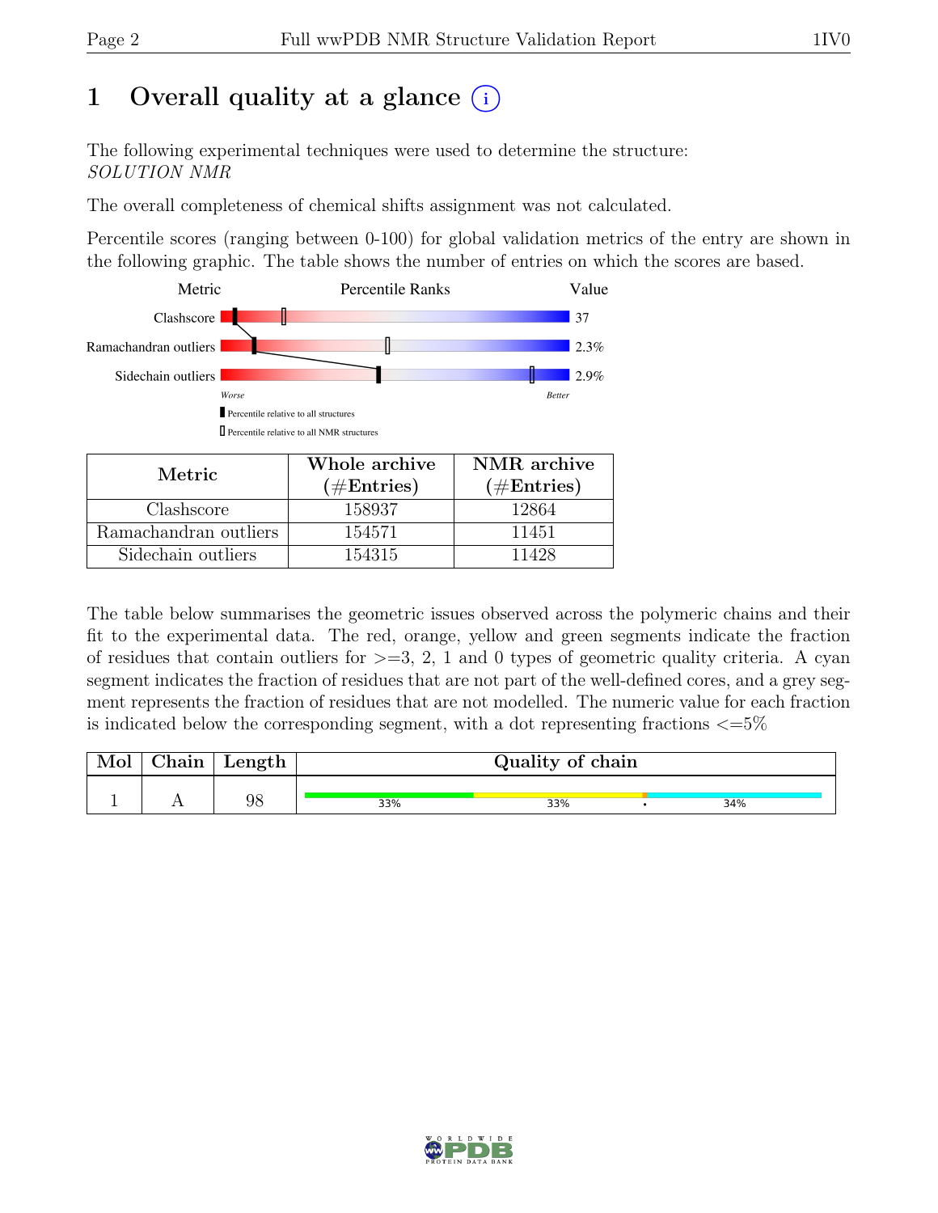# 1 Overall quality at a glance (i)

The following experimental techniques were used to determine the structure:
*SOLUTION NMR*

The overall completeness of chemical shifts assignment was not calculated.

Percentile scores (ranging between 0-100) for global validation metrics of the entry are shown in the following graphic. The table shows the number of entries on which the scores are based.

| Metric | Value |
|---|---|
| Clashscore | 37 |
| Ramachandran outliers | 2.3% |
| Sidechain outliers | 2.9% |

| Metric | Whole archive (#Entries) | NMR archive (#Entries) |
|---|---|---|
| Clashscore | 158937 | 12864 |
| Ramachandran outliers | 154571 | 11451 |
| Sidechain outliers | 154315 | 11428 |

The table below summarises the geometric issues observed across the polymeric chains and their fit to the experimental data. The red, orange, yellow and green segments indicate the fraction of residues that contain outliers for >=3, 2, 1 and 0 types of geometric quality criteria. A cyan segment indicates the fraction of residues that are not part of the well-defined cores, and a grey segment represents the fraction of residues that are not modelled. The numeric value for each fraction is indicated below the corresponding segment, with a dot representing fractions <=5%

| Mol | Chain | Length | Quality of chain |
|---|---|---|---|
| 1 | A | 98 | 33% 33% • 34% |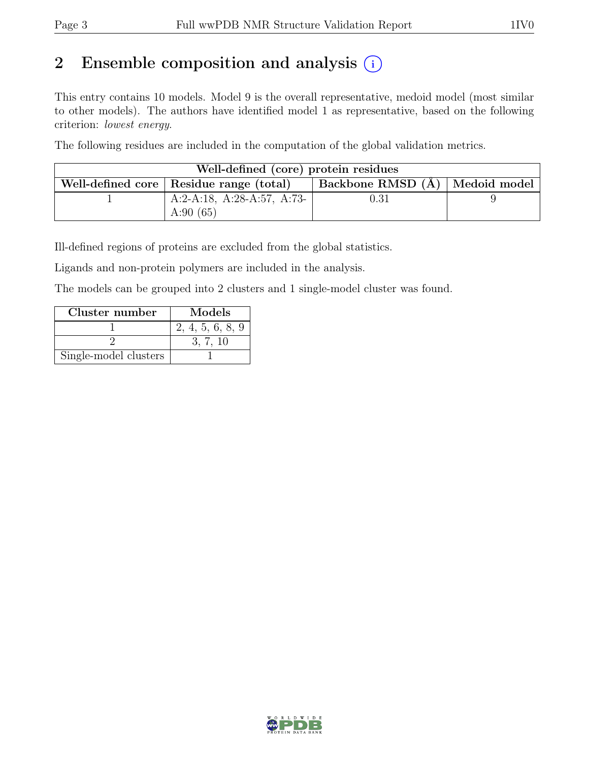# 2 Ensemble composition and analysis

This entry contains 10 models. Model 9 is the overall representative, medoid model (most similar to other models). The authors have identified model 1 as representative, based on the following criterion: *lowest energy*.

The following residues are included in the computation of the global validation metrics.

| Well-defined (core) protein residues | | | |
|---|---|---|---|
| Well-defined core | Residue range (total) | Backbone RMSD (Å) | Medoid model |
| 1 | A:2-A:18, A:28-A:57, A:73-A:90 (65) | 0.31 | 9 |

Ill-defined regions of proteins are excluded from the global statistics.

Ligands and non-protein polymers are included in the analysis.

The models can be grouped into 2 clusters and 1 single-model cluster was found.

| Cluster number | Models |
|---|---|
| 1 | 2, 4, 5, 6, 8, 9 |
| 2 | 3, 7, 10 |
| Single-model clusters | 1 |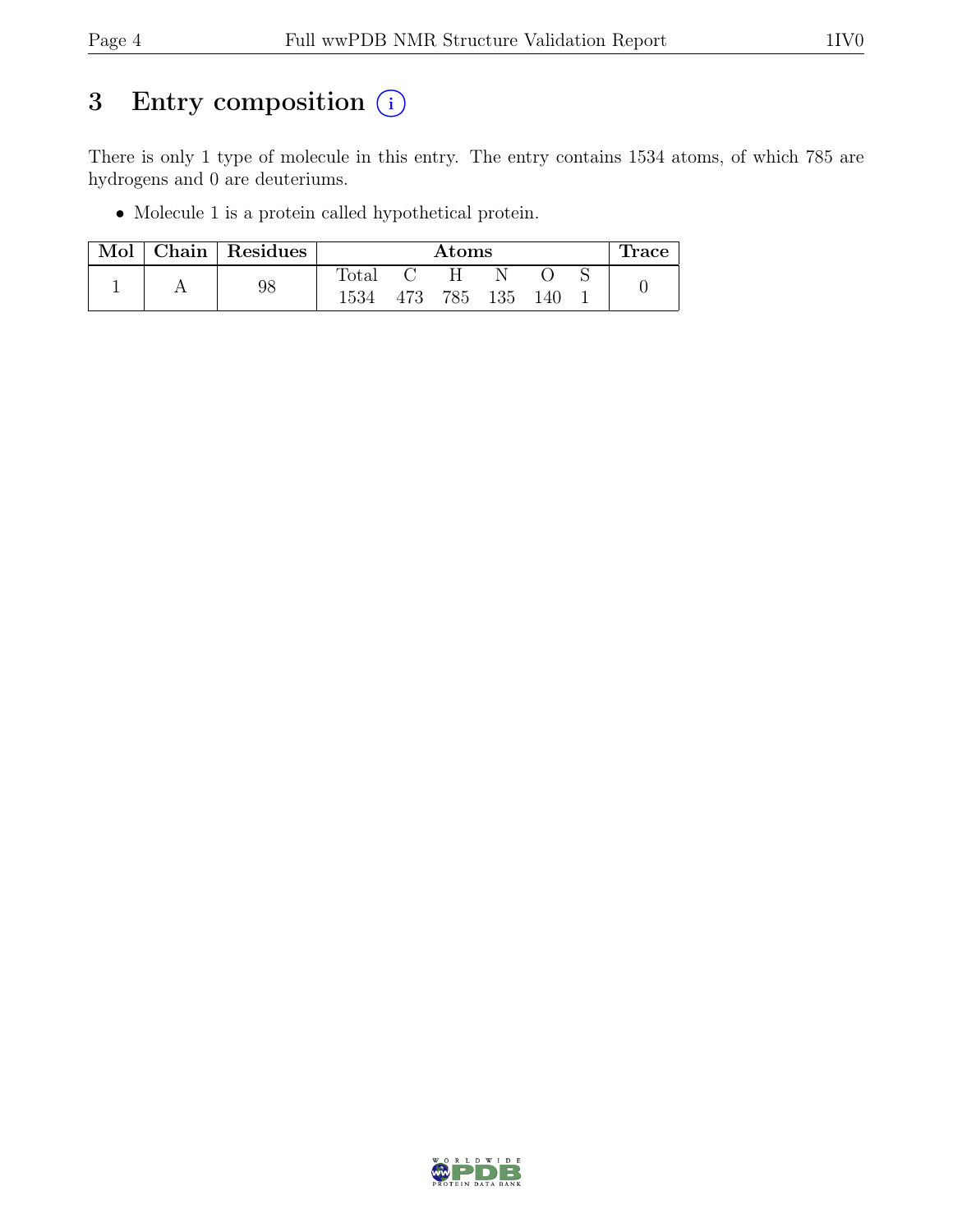# 3 Entry composition (i)

There is only 1 type of molecule in this entry. The entry contains 1534 atoms, of which 785 are hydrogens and 0 are deuteriums.

- Molecule 1 is a protein called hypothetical protein.

| Mol | Chain | Residues | Atoms | | | | | | Trace |
|---|---|---|---|---|---|---|---|---|---|
| | | | Total | C | H | N | O | S | |
| 1 | A | 98 | 1534 | 473 | 785 | 135 | 140 | 1 | 0 |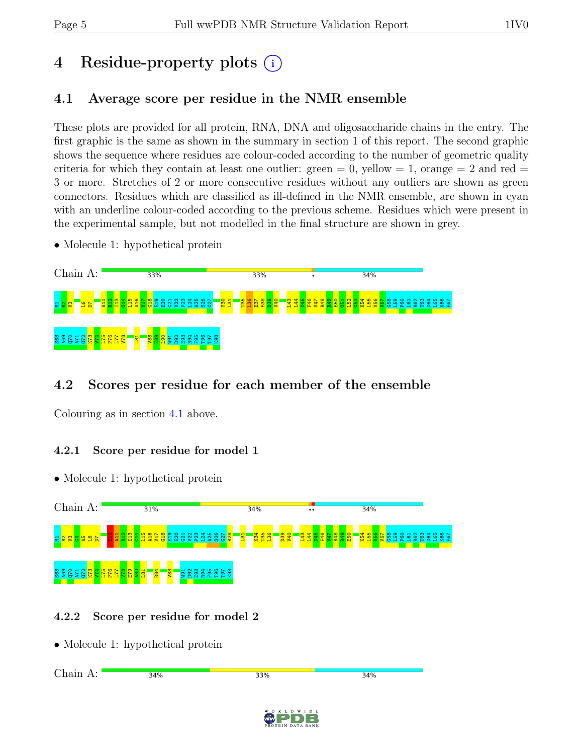# 4 Residue-property plots

## 4.1 Average score per residue in the NMR ensemble

These plots are provided for all protein, RNA, DNA and oligosaccharide chains in the entry. The first graphic is the same as shown in the summary in section 1 of this report. The second graphic shows the sequence where residues are colour-coded according to the number of geometric quality criteria for which they contain at least one outlier: green = 0, yellow = 1, orange = 2 and red = 3 or more. Stretches of 2 or more consecutive residues without any outliers are shown as green connectors. Residues which are classified as ill-defined in the NMR ensemble, are shown in cyan with an underline colour-coded according to the previous scheme. Residues which were present in the experimental sample, but not modelled in the final structure are shown in grey.

- Molecule 1: hypothetical protein

Chain A: 33% 33% • 34%

M1 R2 V3 L6 D7 A11 R12 I13 G14 L15 A16 V17 G18 E19 E20 G21 V22 P23 L24 A25 S26 G27 Y30 L31 T35 L36 E37 E38 D39 V40 L43 L44 D45 F46 V47 R48 R49 E50 G51 L52 G53 K54 L55 V56 V57 G58 L59 P60 L61 R62 T63 D64 L65 K66 E67

S68 A69 Q70 A71 G72 K73 V74 L75 P76 L77 V78 L81 V88 E89 L90 W91 D92 E93 R94 F95 T96 T97 K98

## 4.2 Scores per residue for each member of the ensemble

Colouring as in section 4.1 above.

### 4.2.1 Score per residue for model 1

- Molecule 1: hypothetical protein

Chain A: 31% 34% •• 34%

M1 R2 V3 G4 A5 L6 D7 E10 A11 R12 I13 G14 L15 A16 V17 G18 E19 E20 G21 V22 P23 L24 A25 S26 G27 R28 L31 K34 T35 L36 D39 V40 L43 L44 D45 F46 V47 R48 R49 E50 K54 L55 V56 V57 G58 L59 P60 L61 R62 T63 D64 L65 K66 E67

S68 A69 Q70 A71 G72 K73 V74 L75 P76 L77 V78 E79 A80 L81 R84 V88 W91 D92 E93 R94 F95 T96 T97 K98

### 4.2.2 Score per residue for model 2

- Molecule 1: hypothetical protein

Chain A: 34% 33% 34%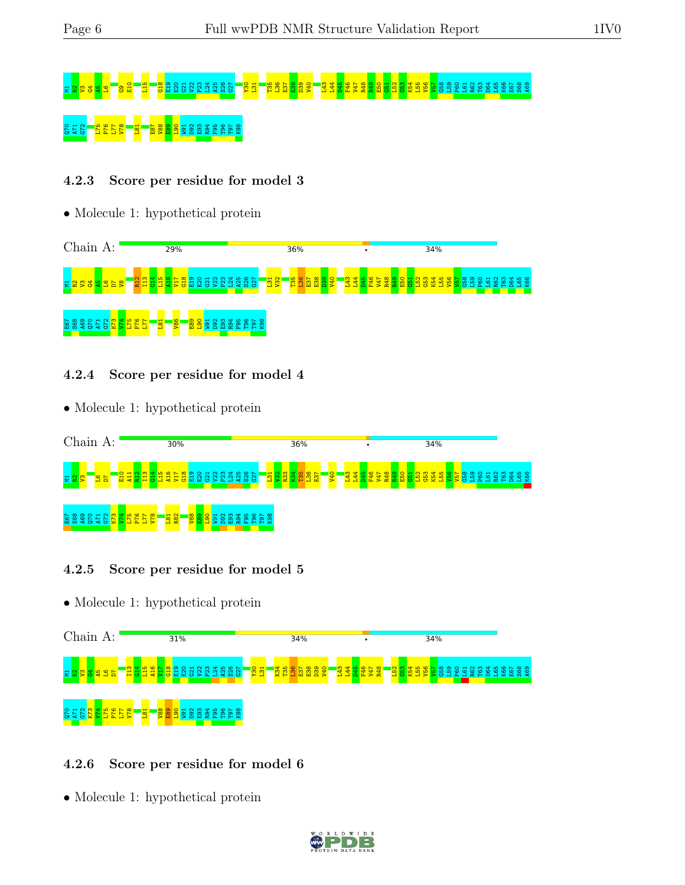M1 R2 V3 G4 A5 L6 G9 E10 L15 G18 E19 E20 G21 V22 P23 L24 A25 S26 G27 Y30 L31 T35 L36 E37 E38 D39 V40 L43 L44 D45 F46 V47 R48 R49 E50 G51 L52 G53 K54 L55 V56 V57 G58 L59 P60 L61 R62 T63 D64 L65 K66 E67 S68 A69

Q70 A71 G72 L75 P76 L77 V78 L81 E87 V88 E89 L90 W91 D92 E93 R94 F95 T96 T97 K98

### 4.2.3 Score per residue for model 3

- Molecule 1: hypothetical protein

Chain A: 29% 36% • 34%

M1 R2 V3 G4 A5 L6 D7 V8 R12 I13 G14 L15 A16 V17 G18 E19 E20 G21 V22 P23 L24 A25 S26 G27 L31 T35 L36 E37 E38 D39 V40 L43 L44 D45 F46 V47 R48 R49 E50 G51 L52 G53 K54 L55 V56 V57 G58 L59 P60 L61 R62 T63 D64 L65 K66

E67 S68 A69 Q70 A71 G72 K73 V74 L75 P76 L77 L81 V86 E89 L90 W91 D92 E93 R94 F95 T96 T97 K98

### 4.2.4 Score per residue for model 4

- Molecule 1: hypothetical protein

Chain A: 30% 36% • 34%

M1 R2 V3 L6 D7 E10 A11 R12 I13 G14 L15 A16 V17 G18 E19 E20 G21 V22 P23 L24 A25 S26 G27 L31 V32 R33 K34 T35 L36 E37 V40 L43 L44 D45 F46 V47 R48 R49 E50 G51 L52 G53 K54 L55 V56 V57 G58 L59 P60 L61 R62 T63 D64 L65 K66

E67 S68 A69 Q70 A71 G72 K73 V74 L75 P76 L77 V78 L81 R82 V88 E89 L90 W91 D92 E93 R94 F95 T96 T97 K98

### 4.2.5 Score per residue for model 5

- Molecule 1: hypothetical protein

Chain A: 31% 34% • 34%

M1 R2 V3 G4 A5 L6 D7 I13 G14 L15 A16 V17 G18 E19 E20 G21 V22 P23 L24 A25 S26 G27 Y30 L31 K34 T35 L36 E37 E38 D39 V40 L43 L44 D45 F46 V47 R48 L52 G53 K54 L55 V56 V57 G58 L59 P60 L61 R62 T63 D64 L65 K66 E67 S68 A69

Q70 A71 G72 K73 V74 L75 P76 L77 V78 L81 V88 E89 L90 W91 D92 E93 R94 F95 T96 T97 K98

### 4.2.6 Score per residue for model 6

- Molecule 1: hypothetical protein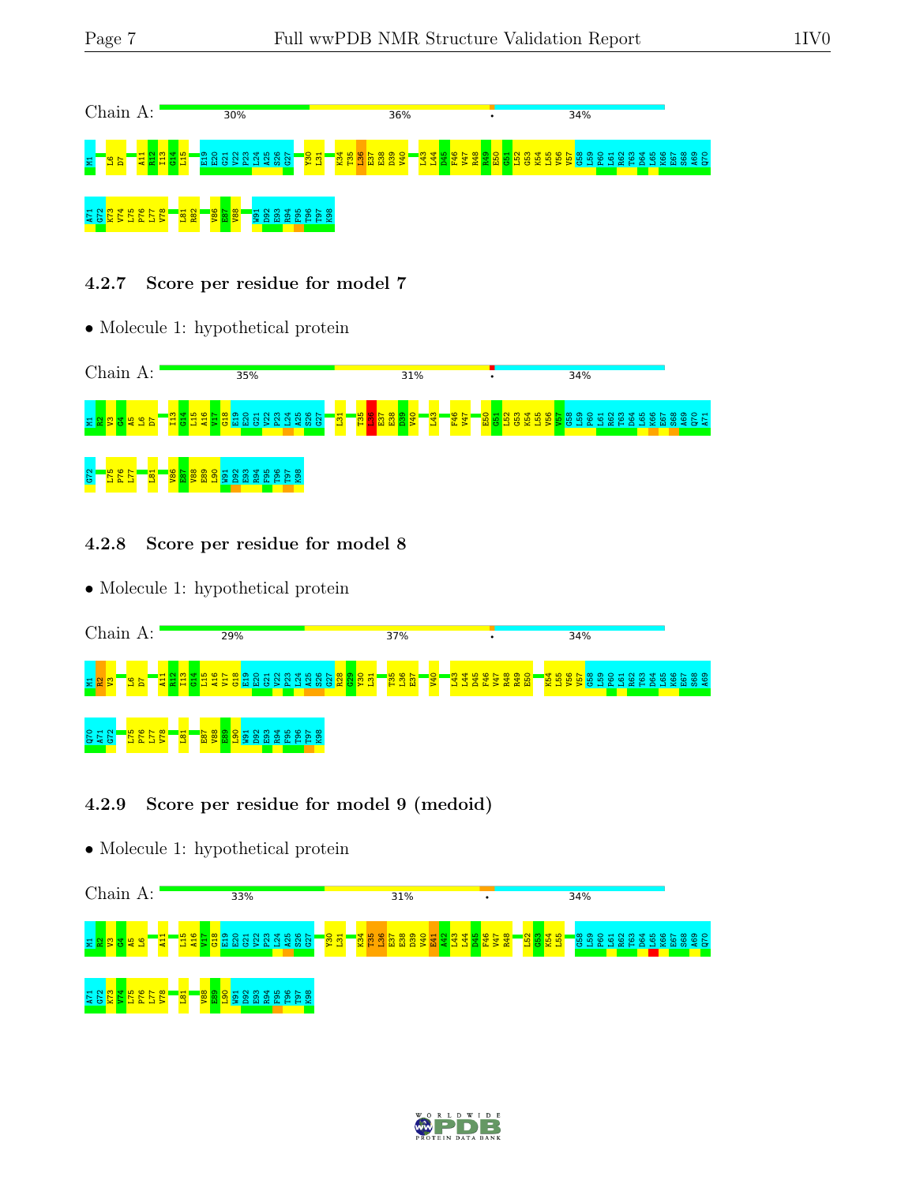Chain A: 30% 36% • 34%

M1 L6 D7 A11 R12 I13 G14 L15 E19 E20 G21 V22 P23 L24 A25 S26 G27 Y30 L31 K34 T35 L36 E37 E38 D39 V40 L43 L44 D45 F46 V47 R48 R49 E50 G51 L52 G53 K54 L55 V56 V57 G58 L59 P60 L61 R62 T63 D64 L65 K66 E67 S68 A69 Q70 A71 G72 K73 V74 L75 P76 L77 V78 L81 R82 V86 E87 V88 W91 D92 E93 R94 F95 T96 T97 K98

### 4.2.7 Score per residue for model 7

- Molecule 1: hypothetical protein

Chain A: 35% 31% • 34%

M1 K2 V3 G4 A5 L6 D7 I13 G14 L15 A16 V17 G18 E19 E20 G21 V22 P23 L24 A25 S26 G27 L31 T35 L36 E37 E38 D39 V40 L43 F46 V47 E50 G51 L52 G53 K54 L55 V56 V57 G58 L59 P60 L61 R62 T63 D64 L65 K66 E67 S68 A69 Q70 A71 G72 L75 P76 L77 L81 V86 E87 V88 E89 L90 W91 D92 E93 R94 F95 T96 T97 K98

### 4.2.8 Score per residue for model 8

- Molecule 1: hypothetical protein

Chain A: 29% 37% • 34%

M1 K2 V3 L6 D7 A11 R12 I13 G14 L15 A16 V17 G18 E19 E20 G21 V22 P23 L24 A25 S26 G27 R28 G29 Y30 L31 T35 L36 E37 V40 L43 L44 D45 F46 V47 R48 R49 E50 K54 L55 V56 V57 G58 L59 P60 L61 R62 T63 D64 L65 K66 E67 S68 A69 Q70 A71 G72 L75 P76 L77 V78 L81 E87 V88 E89 L90 W91 D92 E93 R94 F95 T96 T97 K98

### 4.2.9 Score per residue for model 9 (medoid)

- Molecule 1: hypothetical protein

Chain A: 33% 31% • 34%

M1 K2 V3 G4 A5 L6 A11 L15 A16 V17 G18 E19 E20 G21 V22 P23 L24 A25 S26 G27 Y30 L31 K34 T35 L36 E37 E38 D39 V40 E41 A42 L43 L44 D45 F46 V47 R48 L52 G53 K54 L55 G58 L59 P60 L61 R62 T63 D64 L65 K66 E67 S68 A69 Q70 A71 G72 K73 V74 L75 P76 L77 V78 L81 V88 E89 L90 W91 D92 E93 R94 F95 T96 T97 K98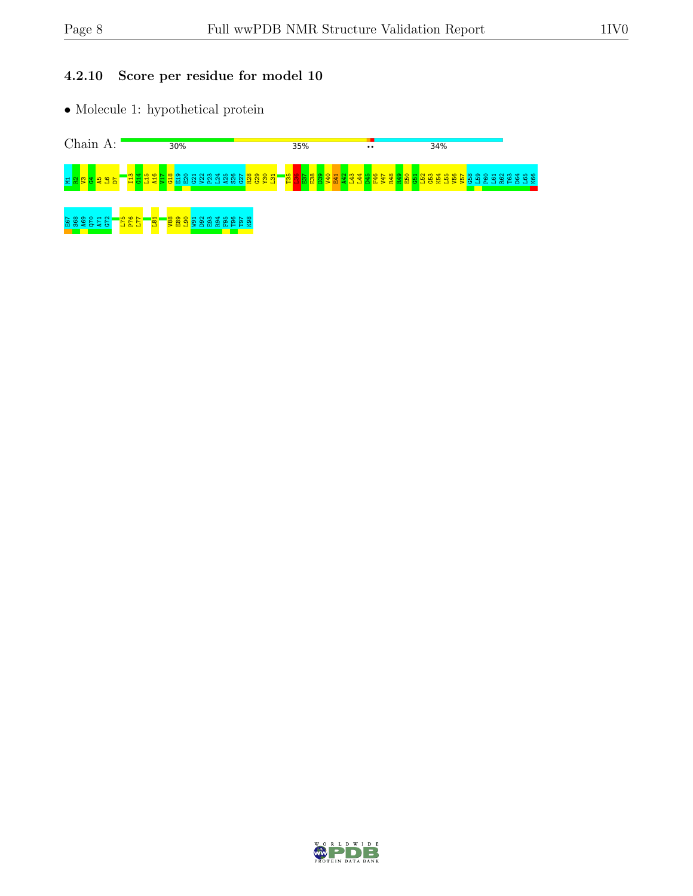### 4.2.10 Score per residue for model 10

- Molecule 1: hypothetical protein

Chain A: 30% 35% •• 34%

M1 R2 V3 G4 A5 L6 D7 I13 G14 L15 A16 V17 G18 E19 E20 G21 V22 P23 L24 A25 S26 G27 R28 G29 Y30 L31 T35 L36 E37 E38 D39 V40 E41 A42 L43 L44 D45 F46 V47 R48 R49 E50 G51 L52 G53 K54 L55 V56 V57 G58 L59 P60 L61 R62 T63 D64 L65 K66 E67 S68 A69 Q70 A71 G72 L75 P76 L77 L81 V88 E89 L90 W91 D92 E93 R94 F95 T96 T97 K98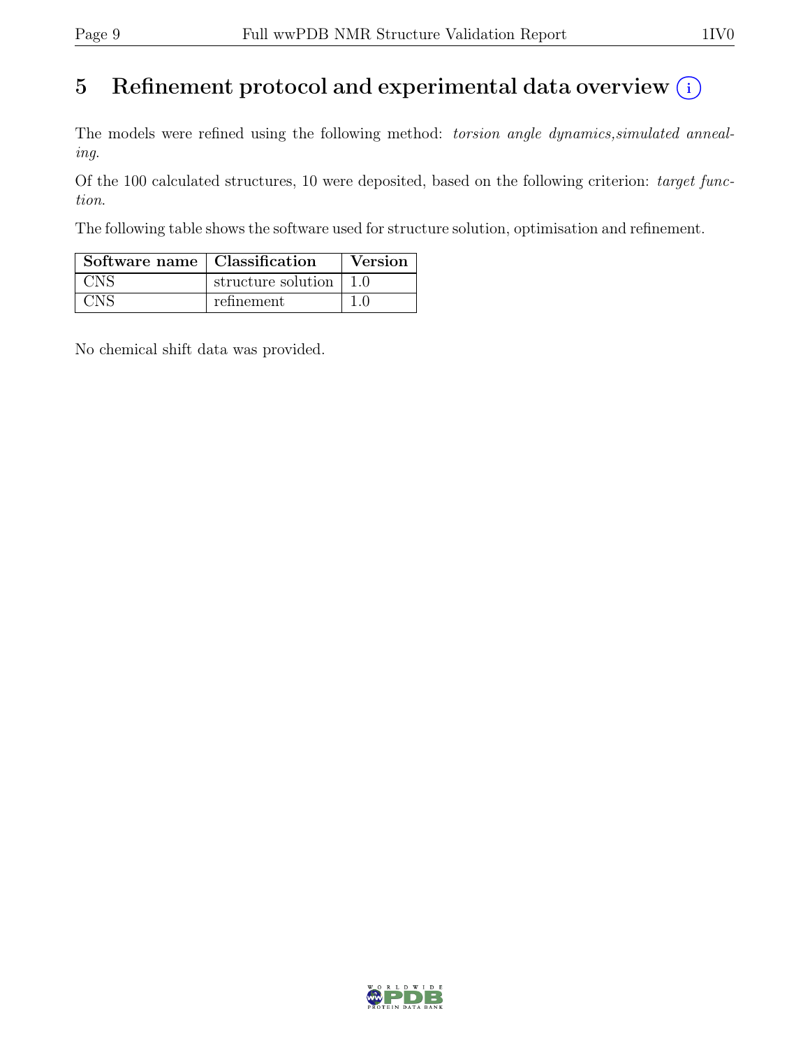# 5 Refinement protocol and experimental data overview

The models were refined using the following method: *torsion angle dynamics,simulated annealing*.

Of the 100 calculated structures, 10 were deposited, based on the following criterion: *target function*.

The following table shows the software used for structure solution, optimisation and refinement.

| Software name | Classification | Version |
|---|---|---|
| CNS | structure solution | 1.0 |
| CNS | refinement | 1.0 |

No chemical shift data was provided.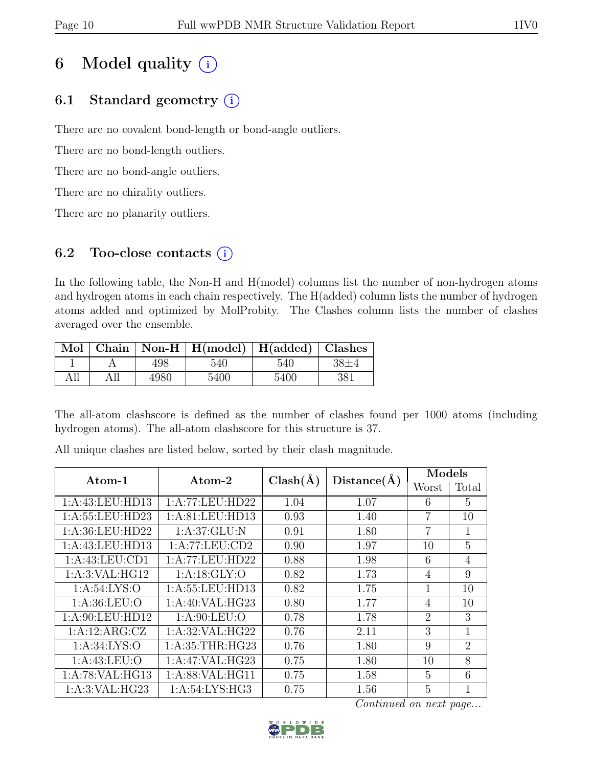# 6 Model quality (i)

## 6.1 Standard geometry (i)

There are no covalent bond-length or bond-angle outliers.

There are no bond-length outliers.

There are no bond-angle outliers.

There are no chirality outliers.

There are no planarity outliers.

## 6.2 Too-close contacts (i)

In the following table, the Non-H and H(model) columns list the number of non-hydrogen atoms and hydrogen atoms in each chain respectively. The H(added) column lists the number of hydrogen atoms added and optimized by MolProbity. The Clashes column lists the number of clashes averaged over the ensemble.

| Mol | Chain | Non-H | H(model) | H(added) | Clashes |
|---|---|---|---|---|---|
| 1 | A | 498 | 540 | 540 | 38±4 |
| All | All | 4980 | 5400 | 5400 | 381 |

The all-atom clashscore is defined as the number of clashes found per 1000 atoms (including hydrogen atoms). The all-atom clashscore for this structure is 37.

All unique clashes are listed below, sorted by their clash magnitude.

| Atom-1 | Atom-2 | Clash(Å) | Distance(Å) | Models | |
|---|---|---|---|---|---|
| | | | | Worst | Total |
| 1:A:43:LEU:HD13 | 1:A:77:LEU:HD22 | 1.04 | 1.07 | 6 | 5 |
| 1:A:55:LEU:HD23 | 1:A:81:LEU:HD13 | 0.93 | 1.40 | 7 | 10 |
| 1:A:36:LEU:HD22 | 1:A:37:GLU:N | 0.91 | 1.80 | 7 | 1 |
| 1:A:43:LEU:HD13 | 1:A:77:LEU:CD2 | 0.90 | 1.97 | 10 | 5 |
| 1:A:43:LEU:CD1 | 1:A:77:LEU:HD22 | 0.88 | 1.98 | 6 | 4 |
| 1:A:3:VAL:HG12 | 1:A:18:GLY:O | 0.82 | 1.73 | 4 | 9 |
| 1:A:54:LYS:O | 1:A:55:LEU:HD13 | 0.82 | 1.75 | 1 | 10 |
| 1:A:36:LEU:O | 1:A:40:VAL:HG23 | 0.80 | 1.77 | 4 | 10 |
| 1:A:90:LEU:HD12 | 1:A:90:LEU:O | 0.78 | 1.78 | 2 | 3 |
| 1:A:12:ARG:CZ | 1:A:32:VAL:HG22 | 0.76 | 2.11 | 3 | 1 |
| 1:A:34:LYS:O | 1:A:35:THR:HG23 | 0.76 | 1.80 | 9 | 2 |
| 1:A:43:LEU:O | 1:A:47:VAL:HG23 | 0.75 | 1.80 | 10 | 8 |
| 1:A:78:VAL:HG13 | 1:A:88:VAL:HG11 | 0.75 | 1.58 | 5 | 6 |
| 1:A:3:VAL:HG23 | 1:A:54:LYS:HG3 | 0.75 | 1.56 | 5 | 1 |

*Continued on next page...*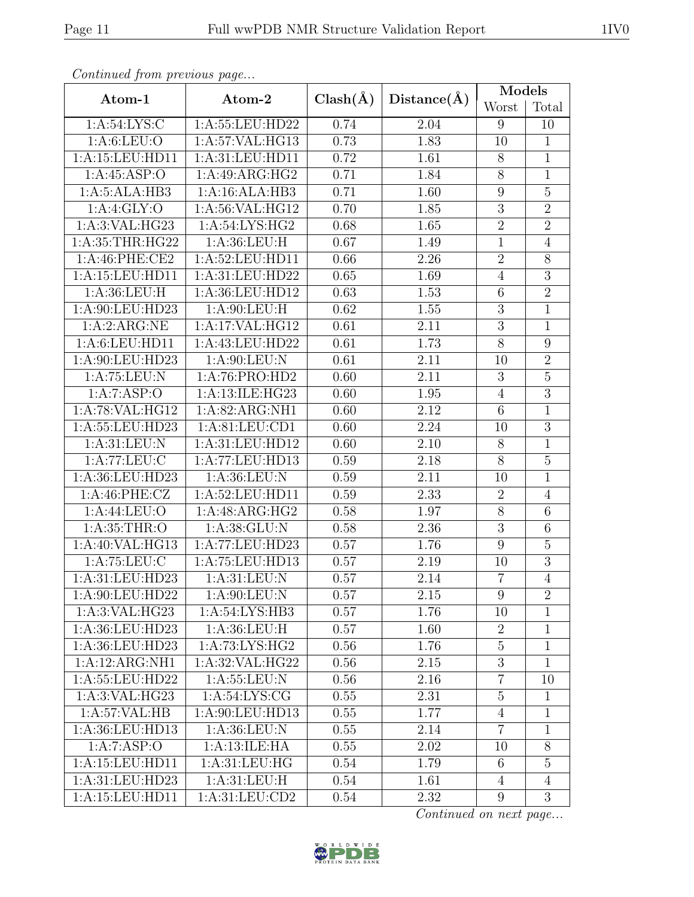*Continued from previous page...*

| Atom-1 | Atom-2 | Clash(Å) | Distance(Å) | Models | |
|---|---|---|---|---|---|
| | | | | Worst | Total |
| 1:A:54:LYS:C | 1:A:55:LEU:HD22 | 0.74 | 2.04 | 9 | 10 |
| 1:A:6:LEU:O | 1:A:57:VAL:HG13 | 0.73 | 1.83 | 10 | 1 |
| 1:A:15:LEU:HD11 | 1:A:31:LEU:HD11 | 0.72 | 1.61 | 8 | 1 |
| 1:A:45:ASP:O | 1:A:49:ARG:HG2 | 0.71 | 1.84 | 8 | 1 |
| 1:A:5:ALA:HB3 | 1:A:16:ALA:HB3 | 0.71 | 1.60 | 9 | 5 |
| 1:A:4:GLY:O | 1:A:56:VAL:HG12 | 0.70 | 1.85 | 3 | 2 |
| 1:A:3:VAL:HG23 | 1:A:54:LYS:HG2 | 0.68 | 1.65 | 2 | 2 |
| 1:A:35:THR:HG22 | 1:A:36:LEU:H | 0.67 | 1.49 | 1 | 4 |
| 1:A:46:PHE:CE2 | 1:A:52:LEU:HD11 | 0.66 | 2.26 | 2 | 8 |
| 1:A:15:LEU:HD11 | 1:A:31:LEU:HD22 | 0.65 | 1.69 | 4 | 3 |
| 1:A:36:LEU:H | 1:A:36:LEU:HD12 | 0.63 | 1.53 | 6 | 2 |
| 1:A:90:LEU:HD23 | 1:A:90:LEU:H | 0.62 | 1.55 | 3 | 1 |
| 1:A:2:ARG:NE | 1:A:17:VAL:HG12 | 0.61 | 2.11 | 3 | 1 |
| 1:A:6:LEU:HD11 | 1:A:43:LEU:HD22 | 0.61 | 1.73 | 8 | 9 |
| 1:A:90:LEU:HD23 | 1:A:90:LEU:N | 0.61 | 2.11 | 10 | 2 |
| 1:A:75:LEU:N | 1:A:76:PRO:HD2 | 0.60 | 2.11 | 3 | 5 |
| 1:A:7:ASP:O | 1:A:13:ILE:HG23 | 0.60 | 1.95 | 4 | 3 |
| 1:A:78:VAL:HG12 | 1:A:82:ARG:NH1 | 0.60 | 2.12 | 6 | 1 |
| 1:A:55:LEU:HD23 | 1:A:81:LEU:CD1 | 0.60 | 2.24 | 10 | 3 |
| 1:A:31:LEU:N | 1:A:31:LEU:HD12 | 0.60 | 2.10 | 8 | 1 |
| 1:A:77:LEU:C | 1:A:77:LEU:HD13 | 0.59 | 2.18 | 8 | 5 |
| 1:A:36:LEU:HD23 | 1:A:36:LEU:N | 0.59 | 2.11 | 10 | 1 |
| 1:A:46:PHE:CZ | 1:A:52:LEU:HD11 | 0.59 | 2.33 | 2 | 4 |
| 1:A:44:LEU:O | 1:A:48:ARG:HG2 | 0.58 | 1.97 | 8 | 6 |
| 1:A:35:THR:O | 1:A:38:GLU:N | 0.58 | 2.36 | 3 | 6 |
| 1:A:40:VAL:HG13 | 1:A:77:LEU:HD23 | 0.57 | 1.76 | 9 | 5 |
| 1:A:75:LEU:C | 1:A:75:LEU:HD13 | 0.57 | 2.19 | 10 | 3 |
| 1:A:31:LEU:HD23 | 1:A:31:LEU:N | 0.57 | 2.14 | 7 | 4 |
| 1:A:90:LEU:HD22 | 1:A:90:LEU:N | 0.57 | 2.15 | 9 | 2 |
| 1:A:3:VAL:HG23 | 1:A:54:LYS:HB3 | 0.57 | 1.76 | 10 | 1 |
| 1:A:36:LEU:HD23 | 1:A:36:LEU:H | 0.57 | 1.60 | 2 | 1 |
| 1:A:36:LEU:HD23 | 1:A:73:LYS:HG2 | 0.56 | 1.76 | 5 | 1 |
| 1:A:12:ARG:NH1 | 1:A:32:VAL:HG22 | 0.56 | 2.15 | 3 | 1 |
| 1:A:55:LEU:HD22 | 1:A:55:LEU:N | 0.56 | 2.16 | 7 | 10 |
| 1:A:3:VAL:HG23 | 1:A:54:LYS:CG | 0.55 | 2.31 | 5 | 1 |
| 1:A:57:VAL:HB | 1:A:90:LEU:HD13 | 0.55 | 1.77 | 4 | 1 |
| 1:A:36:LEU:HD13 | 1:A:36:LEU:N | 0.55 | 2.14 | 7 | 1 |
| 1:A:7:ASP:O | 1:A:13:ILE:HA | 0.55 | 2.02 | 10 | 8 |
| 1:A:15:LEU:HD11 | 1:A:31:LEU:HG | 0.54 | 1.79 | 6 | 5 |
| 1:A:31:LEU:HD23 | 1:A:31:LEU:H | 0.54 | 1.61 | 4 | 4 |
| 1:A:15:LEU:HD11 | 1:A:31:LEU:CD2 | 0.54 | 2.32 | 9 | 3 |

*Continued on next page...*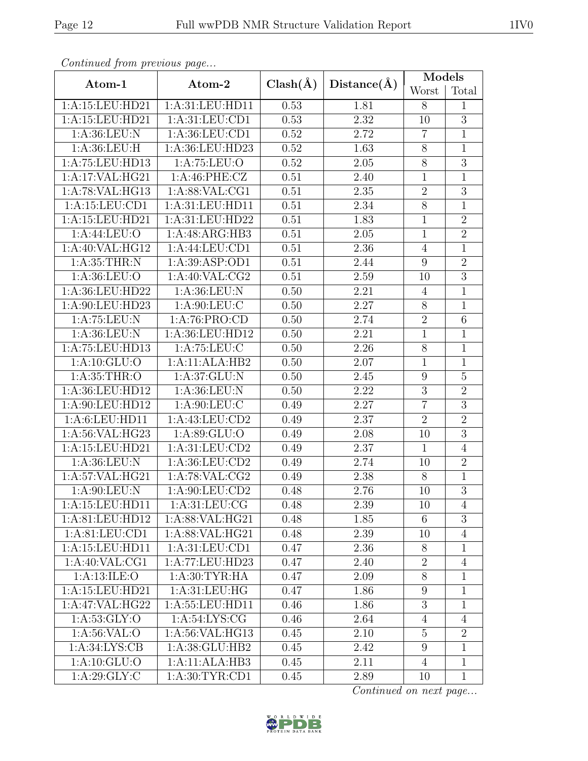*Continued from previous page...*

| Atom-1 | Atom-2 | Clash(Å) | Distance(Å) | Models | |
|---|---|---|---|---|---|
| | | | | Worst | Total |
| 1:A:15:LEU:HD21 | 1:A:31:LEU:HD11 | 0.53 | 1.81 | 8 | 1 |
| 1:A:15:LEU:HD21 | 1:A:31:LEU:CD1 | 0.53 | 2.32 | 10 | 3 |
| 1:A:36:LEU:N | 1:A:36:LEU:CD1 | 0.52 | 2.72 | 7 | 1 |
| 1:A:36:LEU:H | 1:A:36:LEU:HD23 | 0.52 | 1.63 | 8 | 1 |
| 1:A:75:LEU:HD13 | 1:A:75:LEU:O | 0.52 | 2.05 | 8 | 3 |
| 1:A:17:VAL:HG21 | 1:A:46:PHE:CZ | 0.51 | 2.40 | 1 | 1 |
| 1:A:78:VAL:HG13 | 1:A:88:VAL:CG1 | 0.51 | 2.35 | 2 | 3 |
| 1:A:15:LEU:CD1 | 1:A:31:LEU:HD11 | 0.51 | 2.34 | 8 | 1 |
| 1:A:15:LEU:HD21 | 1:A:31:LEU:HD22 | 0.51 | 1.83 | 1 | 2 |
| 1:A:44:LEU:O | 1:A:48:ARG:HB3 | 0.51 | 2.05 | 1 | 2 |
| 1:A:40:VAL:HG12 | 1:A:44:LEU:CD1 | 0.51 | 2.36 | 4 | 1 |
| 1:A:35:THR:N | 1:A:39:ASP:OD1 | 0.51 | 2.44 | 9 | 2 |
| 1:A:36:LEU:O | 1:A:40:VAL:CG2 | 0.51 | 2.59 | 10 | 3 |
| 1:A:36:LEU:HD22 | 1:A:36:LEU:N | 0.50 | 2.21 | 4 | 1 |
| 1:A:90:LEU:HD23 | 1:A:90:LEU:C | 0.50 | 2.27 | 8 | 1 |
| 1:A:75:LEU:N | 1:A:76:PRO:CD | 0.50 | 2.74 | 2 | 6 |
| 1:A:36:LEU:N | 1:A:36:LEU:HD12 | 0.50 | 2.21 | 1 | 1 |
| 1:A:75:LEU:HD13 | 1:A:75:LEU:C | 0.50 | 2.26 | 8 | 1 |
| 1:A:10:GLU:O | 1:A:11:ALA:HB2 | 0.50 | 2.07 | 1 | 1 |
| 1:A:35:THR:O | 1:A:37:GLU:N | 0.50 | 2.45 | 9 | 5 |
| 1:A:36:LEU:HD12 | 1:A:36:LEU:N | 0.50 | 2.22 | 3 | 2 |
| 1:A:90:LEU:HD12 | 1:A:90:LEU:C | 0.49 | 2.27 | 7 | 3 |
| 1:A:6:LEU:HD11 | 1:A:43:LEU:CD2 | 0.49 | 2.37 | 2 | 2 |
| 1:A:56:VAL:HG23 | 1:A:89:GLU:O | 0.49 | 2.08 | 10 | 3 |
| 1:A:15:LEU:HD21 | 1:A:31:LEU:CD2 | 0.49 | 2.37 | 1 | 4 |
| 1:A:36:LEU:N | 1:A:36:LEU:CD2 | 0.49 | 2.74 | 10 | 2 |
| 1:A:57:VAL:HG21 | 1:A:78:VAL:CG2 | 0.49 | 2.38 | 8 | 1 |
| 1:A:90:LEU:N | 1:A:90:LEU:CD2 | 0.48 | 2.76 | 10 | 3 |
| 1:A:15:LEU:HD11 | 1:A:31:LEU:CG | 0.48 | 2.39 | 10 | 4 |
| 1:A:81:LEU:HD12 | 1:A:88:VAL:HG21 | 0.48 | 1.85 | 6 | 3 |
| 1:A:81:LEU:CD1 | 1:A:88:VAL:HG21 | 0.48 | 2.39 | 10 | 4 |
| 1:A:15:LEU:HD11 | 1:A:31:LEU:CD1 | 0.47 | 2.36 | 8 | 1 |
| 1:A:40:VAL:CG1 | 1:A:77:LEU:HD23 | 0.47 | 2.40 | 2 | 4 |
| 1:A:13:ILE:O | 1:A:30:TYR:HA | 0.47 | 2.09 | 8 | 1 |
| 1:A:15:LEU:HD21 | 1:A:31:LEU:HG | 0.47 | 1.86 | 9 | 1 |
| 1:A:47:VAL:HG22 | 1:A:55:LEU:HD11 | 0.46 | 1.86 | 3 | 1 |
| 1:A:53:GLY:O | 1:A:54:LYS:CG | 0.46 | 2.64 | 4 | 4 |
| 1:A:56:VAL:O | 1:A:56:VAL:HG13 | 0.45 | 2.10 | 5 | 2 |
| 1:A:34:LYS:CB | 1:A:38:GLU:HB2 | 0.45 | 2.42 | 9 | 1 |
| 1:A:10:GLU:O | 1:A:11:ALA:HB3 | 0.45 | 2.11 | 4 | 1 |
| 1:A:29:GLY:C | 1:A:30:TYR:CD1 | 0.45 | 2.89 | 10 | 1 |

*Continued on next page...*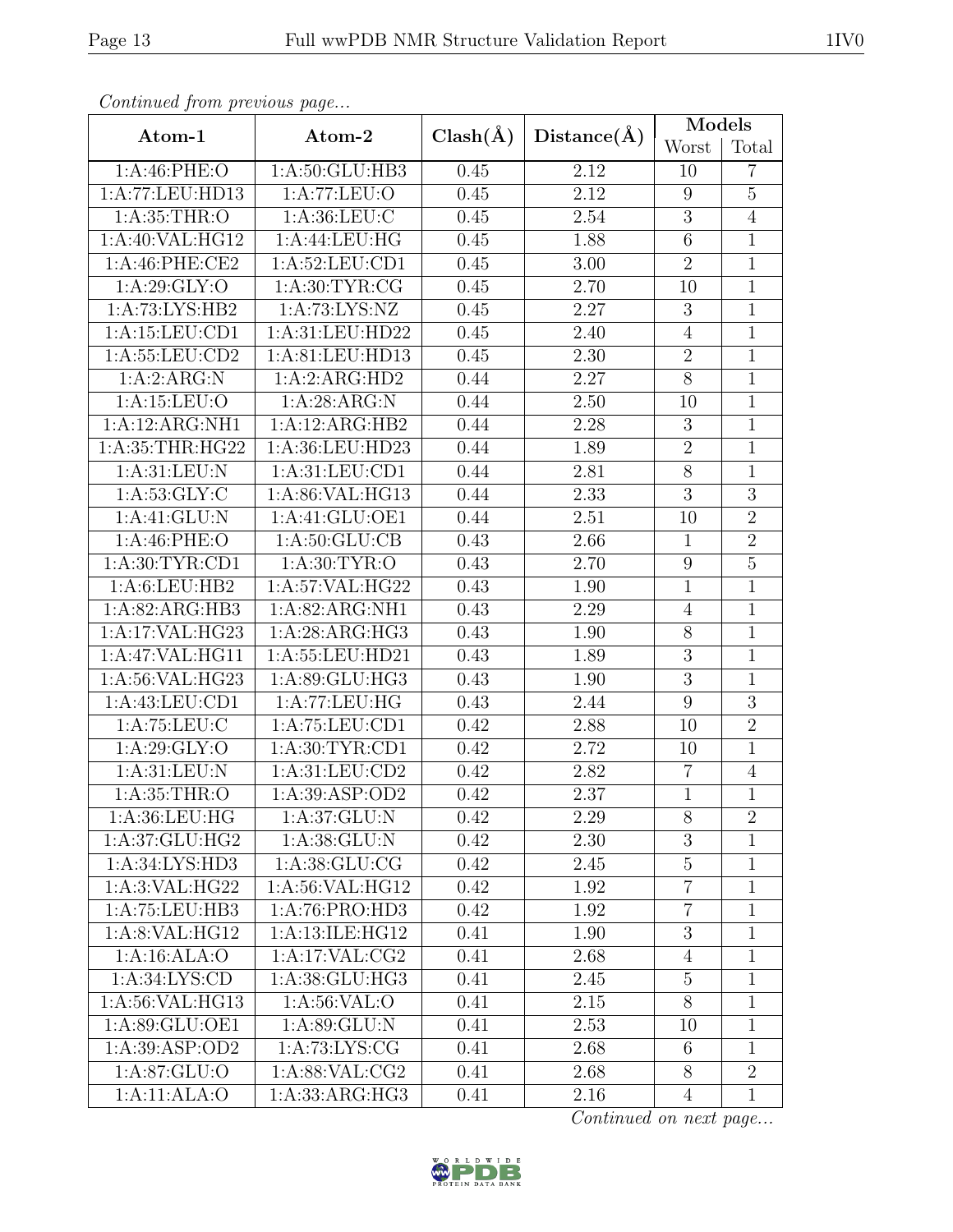*Continued from previous page...*

| Atom-1 | Atom-2 | Clash(Å) | Distance(Å) | Models | |
|---|---|---|---|---|---|
| | | | | Worst | Total |
| 1:A:46:PHE:O | 1:A:50:GLU:HB3 | 0.45 | 2.12 | 10 | 7 |
| 1:A:77:LEU:HD13 | 1:A:77:LEU:O | 0.45 | 2.12 | 9 | 5 |
| 1:A:35:THR:O | 1:A:36:LEU:C | 0.45 | 2.54 | 3 | 4 |
| 1:A:40:VAL:HG12 | 1:A:44:LEU:HG | 0.45 | 1.88 | 6 | 1 |
| 1:A:46:PHE:CE2 | 1:A:52:LEU:CD1 | 0.45 | 3.00 | 2 | 1 |
| 1:A:29:GLY:O | 1:A:30:TYR:CG | 0.45 | 2.70 | 10 | 1 |
| 1:A:73:LYS:HB2 | 1:A:73:LYS:NZ | 0.45 | 2.27 | 3 | 1 |
| 1:A:15:LEU:CD1 | 1:A:31:LEU:HD22 | 0.45 | 2.40 | 4 | 1 |
| 1:A:55:LEU:CD2 | 1:A:81:LEU:HD13 | 0.45 | 2.30 | 2 | 1 |
| 1:A:2:ARG:N | 1:A:2:ARG:HD2 | 0.44 | 2.27 | 8 | 1 |
| 1:A:15:LEU:O | 1:A:28:ARG:N | 0.44 | 2.50 | 10 | 1 |
| 1:A:12:ARG:NH1 | 1:A:12:ARG:HB2 | 0.44 | 2.28 | 3 | 1 |
| 1:A:35:THR:HG22 | 1:A:36:LEU:HD23 | 0.44 | 1.89 | 2 | 1 |
| 1:A:31:LEU:N | 1:A:31:LEU:CD1 | 0.44 | 2.81 | 8 | 1 |
| 1:A:53:GLY:C | 1:A:86:VAL:HG13 | 0.44 | 2.33 | 3 | 3 |
| 1:A:41:GLU:N | 1:A:41:GLU:OE1 | 0.44 | 2.51 | 10 | 2 |
| 1:A:46:PHE:O | 1:A:50:GLU:CB | 0.43 | 2.66 | 1 | 2 |
| 1:A:30:TYR:CD1 | 1:A:30:TYR:O | 0.43 | 2.70 | 9 | 5 |
| 1:A:6:LEU:HB2 | 1:A:57:VAL:HG22 | 0.43 | 1.90 | 1 | 1 |
| 1:A:82:ARG:HB3 | 1:A:82:ARG:NH1 | 0.43 | 2.29 | 4 | 1 |
| 1:A:17:VAL:HG23 | 1:A:28:ARG:HG3 | 0.43 | 1.90 | 8 | 1 |
| 1:A:47:VAL:HG11 | 1:A:55:LEU:HD21 | 0.43 | 1.89 | 3 | 1 |
| 1:A:56:VAL:HG23 | 1:A:89:GLU:HG3 | 0.43 | 1.90 | 3 | 1 |
| 1:A:43:LEU:CD1 | 1:A:77:LEU:HG | 0.43 | 2.44 | 9 | 3 |
| 1:A:75:LEU:C | 1:A:75:LEU:CD1 | 0.42 | 2.88 | 10 | 2 |
| 1:A:29:GLY:O | 1:A:30:TYR:CD1 | 0.42 | 2.72 | 10 | 1 |
| 1:A:31:LEU:N | 1:A:31:LEU:CD2 | 0.42 | 2.82 | 7 | 4 |
| 1:A:35:THR:O | 1:A:39:ASP:OD2 | 0.42 | 2.37 | 1 | 1 |
| 1:A:36:LEU:HG | 1:A:37:GLU:N | 0.42 | 2.29 | 8 | 2 |
| 1:A:37:GLU:HG2 | 1:A:38:GLU:N | 0.42 | 2.30 | 3 | 1 |
| 1:A:34:LYS:HD3 | 1:A:38:GLU:CG | 0.42 | 2.45 | 5 | 1 |
| 1:A:3:VAL:HG22 | 1:A:56:VAL:HG12 | 0.42 | 1.92 | 7 | 1 |
| 1:A:75:LEU:HB3 | 1:A:76:PRO:HD3 | 0.42 | 1.92 | 7 | 1 |
| 1:A:8:VAL:HG12 | 1:A:13:ILE:HG12 | 0.41 | 1.90 | 3 | 1 |
| 1:A:16:ALA:O | 1:A:17:VAL:CG2 | 0.41 | 2.68 | 4 | 1 |
| 1:A:34:LYS:CD | 1:A:38:GLU:HG3 | 0.41 | 2.45 | 5 | 1 |
| 1:A:56:VAL:HG13 | 1:A:56:VAL:O | 0.41 | 2.15 | 8 | 1 |
| 1:A:89:GLU:OE1 | 1:A:89:GLU:N | 0.41 | 2.53 | 10 | 1 |
| 1:A:39:ASP:OD2 | 1:A:73:LYS:CG | 0.41 | 2.68 | 6 | 1 |
| 1:A:87:GLU:O | 1:A:88:VAL:CG2 | 0.41 | 2.68 | 8 | 2 |
| 1:A:11:ALA:O | 1:A:33:ARG:HG3 | 0.41 | 2.16 | 4 | 1 |

*Continued on next page...*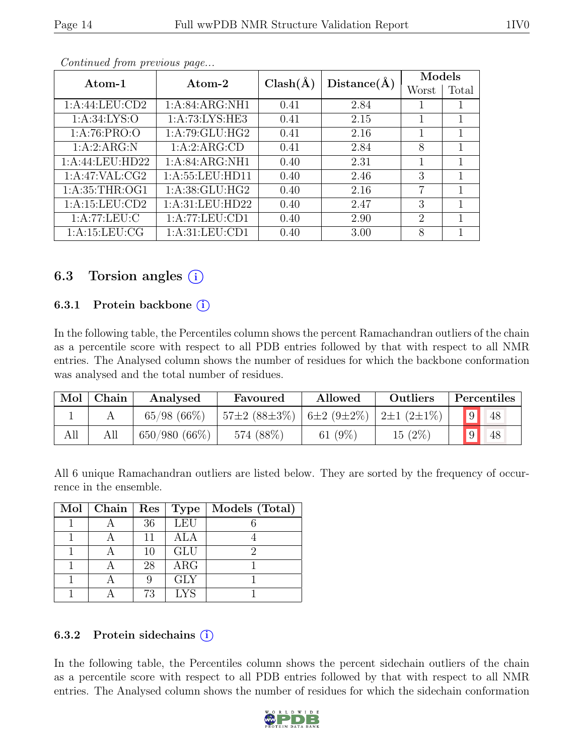*Continued from previous page...*

| Atom-1 | Atom-2 | Clash(Å) | Distance(Å) | Models | |
|---|---|---|---|---|---|
| | | | | Worst | Total |
| 1:A:44:LEU:CD2 | 1:A:84:ARG:NH1 | 0.41 | 2.84 | 1 | 1 |
| 1:A:34:LYS:O | 1:A:73:LYS:HE3 | 0.41 | 2.15 | 1 | 1 |
| 1:A:76:PRO:O | 1:A:79:GLU:HG2 | 0.41 | 2.16 | 1 | 1 |
| 1:A:2:ARG:N | 1:A:2:ARG:CD | 0.41 | 2.84 | 8 | 1 |
| 1:A:44:LEU:HD22 | 1:A:84:ARG:NH1 | 0.40 | 2.31 | 1 | 1 |
| 1:A:47:VAL:CG2 | 1:A:55:LEU:HD11 | 0.40 | 2.46 | 3 | 1 |
| 1:A:35:THR:OG1 | 1:A:38:GLU:HG2 | 0.40 | 2.16 | 7 | 1 |
| 1:A:15:LEU:CD2 | 1:A:31:LEU:HD22 | 0.40 | 2.47 | 3 | 1 |
| 1:A:77:LEU:C | 1:A:77:LEU:CD1 | 0.40 | 2.90 | 2 | 1 |
| 1:A:15:LEU:CG | 1:A:31:LEU:CD1 | 0.40 | 3.00 | 8 | 1 |

## 6.3 Torsion angles (i)

### 6.3.1 Protein backbone (i)

In the following table, the Percentiles column shows the percent Ramachandran outliers of the chain as a percentile score with respect to all PDB entries followed by that with respect to all NMR entries. The Analysed column shows the number of residues for which the backbone conformation was analysed and the total number of residues.

| Mol | Chain | Analysed | Favoured | Allowed | Outliers | Percentiles | |
|---|---|---|---|---|---|---|---|
| 1 | A | 65/98 (66%) | 57±2 (88±3%) | 6±2 (9±2%) | 2±1 (2±1%) | 9 | 48 |
| All | All | 650/980 (66%) | 574 (88%) | 61 (9%) | 15 (2%) | 9 | 48 |

All 6 unique Ramachandran outliers are listed below. They are sorted by the frequency of occurrence in the ensemble.

| Mol | Chain | Res | Type | Models (Total) |
|---|---|---|---|---|
| 1 | A | 36 | LEU | 6 |
| 1 | A | 11 | ALA | 4 |
| 1 | A | 10 | GLU | 2 |
| 1 | A | 28 | ARG | 1 |
| 1 | A | 9 | GLY | 1 |
| 1 | A | 73 | LYS | 1 |

### 6.3.2 Protein sidechains (i)

In the following table, the Percentiles column shows the percent sidechain outliers of the chain as a percentile score with respect to all PDB entries followed by that with respect to all NMR entries. The Analysed column shows the number of residues for which the sidechain conformation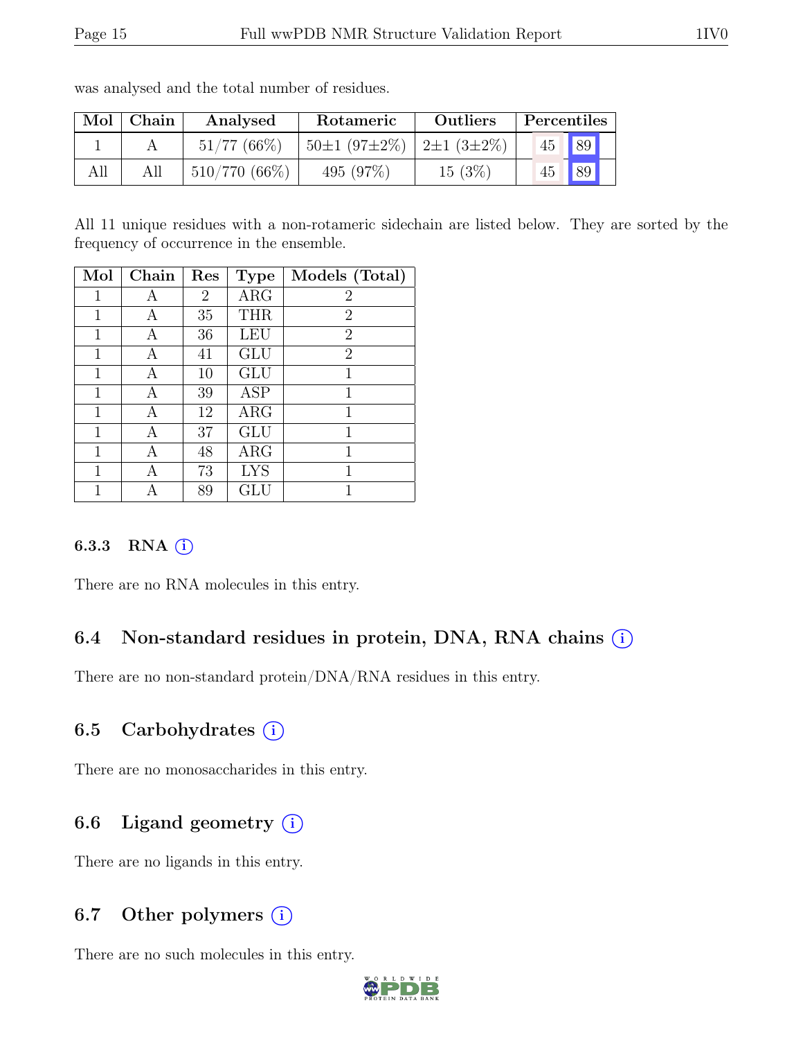was analysed and the total number of residues.

| Mol | Chain | Analysed | Rotameric | Outliers | Percentiles | |
|---|---|---|---|---|---|---|
| 1 | A | 51/77 (66%) | 50±1 (97±2%) | 2±1 (3±2%) | 45 | 89 |
| All | All | 510/770 (66%) | 495 (97%) | 15 (3%) | 45 | 89 |

All 11 unique residues with a non-rotameric sidechain are listed below. They are sorted by the frequency of occurrence in the ensemble.

| Mol | Chain | Res | Type | Models (Total) |
|---|---|---|---|---|
| 1 | A | 2 | ARG | 2 |
| 1 | A | 35 | THR | 2 |
| 1 | A | 36 | LEU | 2 |
| 1 | A | 41 | GLU | 2 |
| 1 | A | 10 | GLU | 1 |
| 1 | A | 39 | ASP | 1 |
| 1 | A | 12 | ARG | 1 |
| 1 | A | 37 | GLU | 1 |
| 1 | A | 48 | ARG | 1 |
| 1 | A | 73 | LYS | 1 |
| 1 | A | 89 | GLU | 1 |

#### 6.3.3 RNA

There are no RNA molecules in this entry.

### 6.4 Non-standard residues in protein, DNA, RNA chains

There are no non-standard protein/DNA/RNA residues in this entry.

### 6.5 Carbohydrates

There are no monosaccharides in this entry.

### 6.6 Ligand geometry

There are no ligands in this entry.

### 6.7 Other polymers

There are no such molecules in this entry.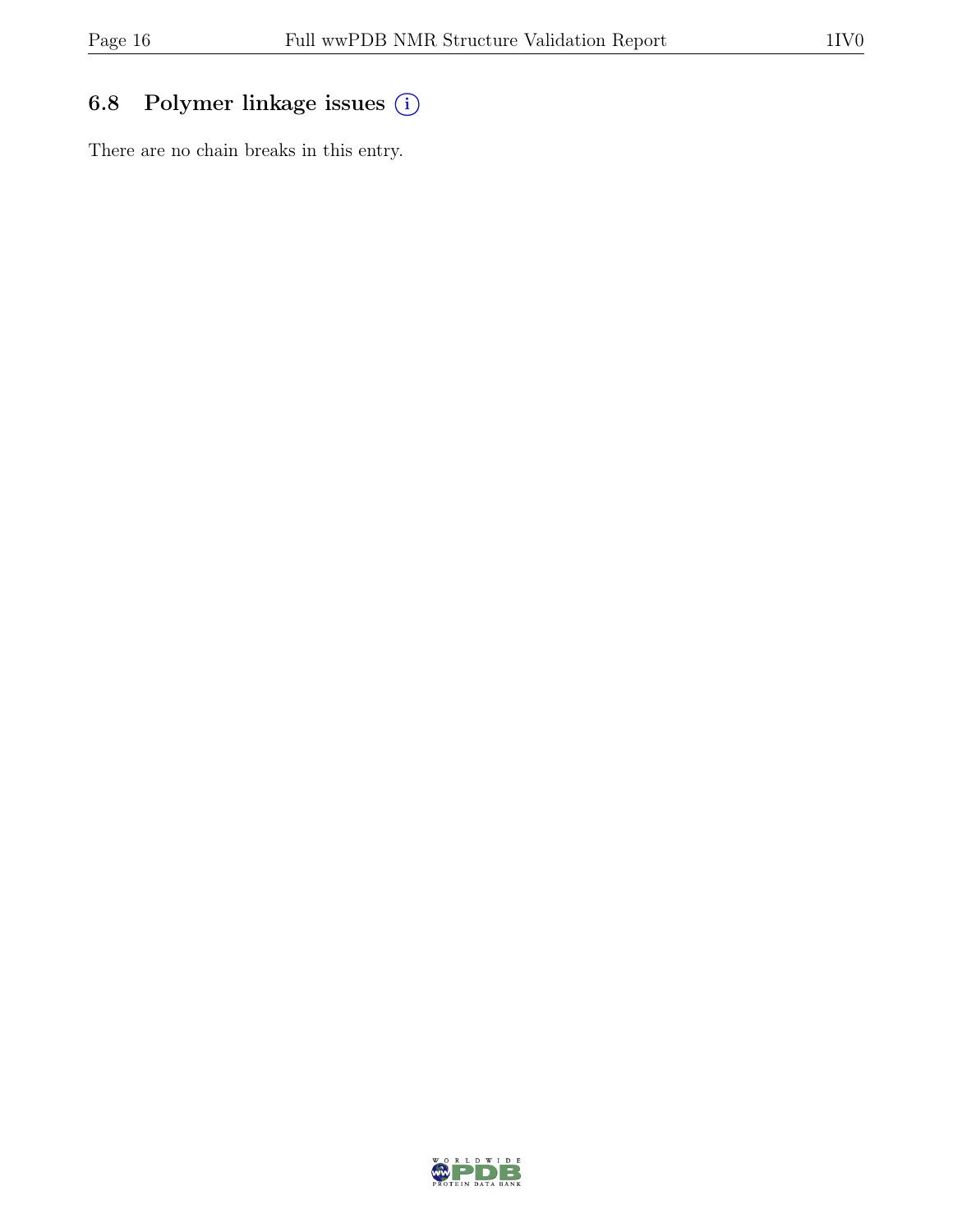### 6.8 Polymer linkage issues (i)

There are no chain breaks in this entry.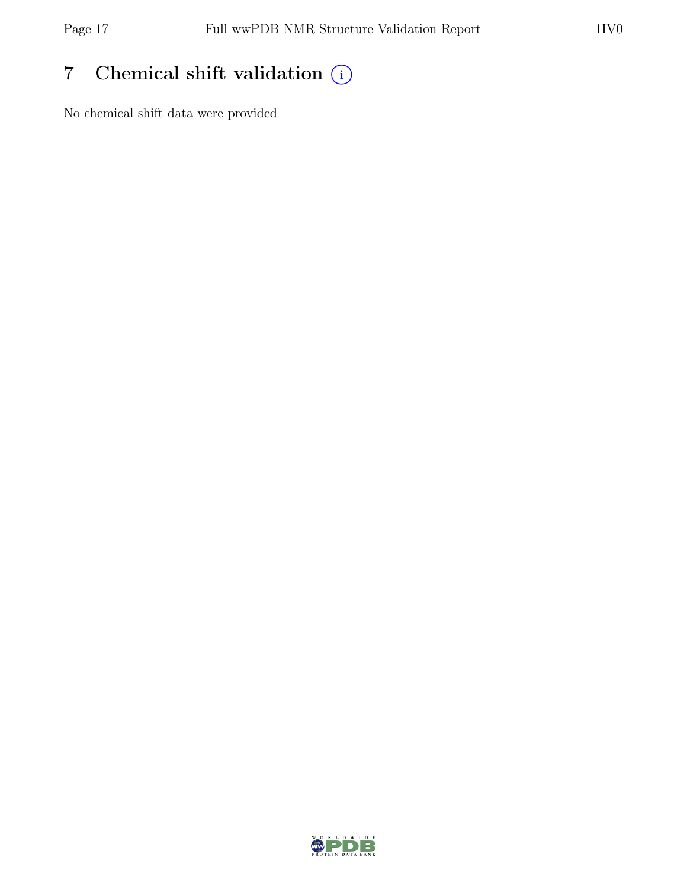# 7 Chemical shift validation

No chemical shift data were provided